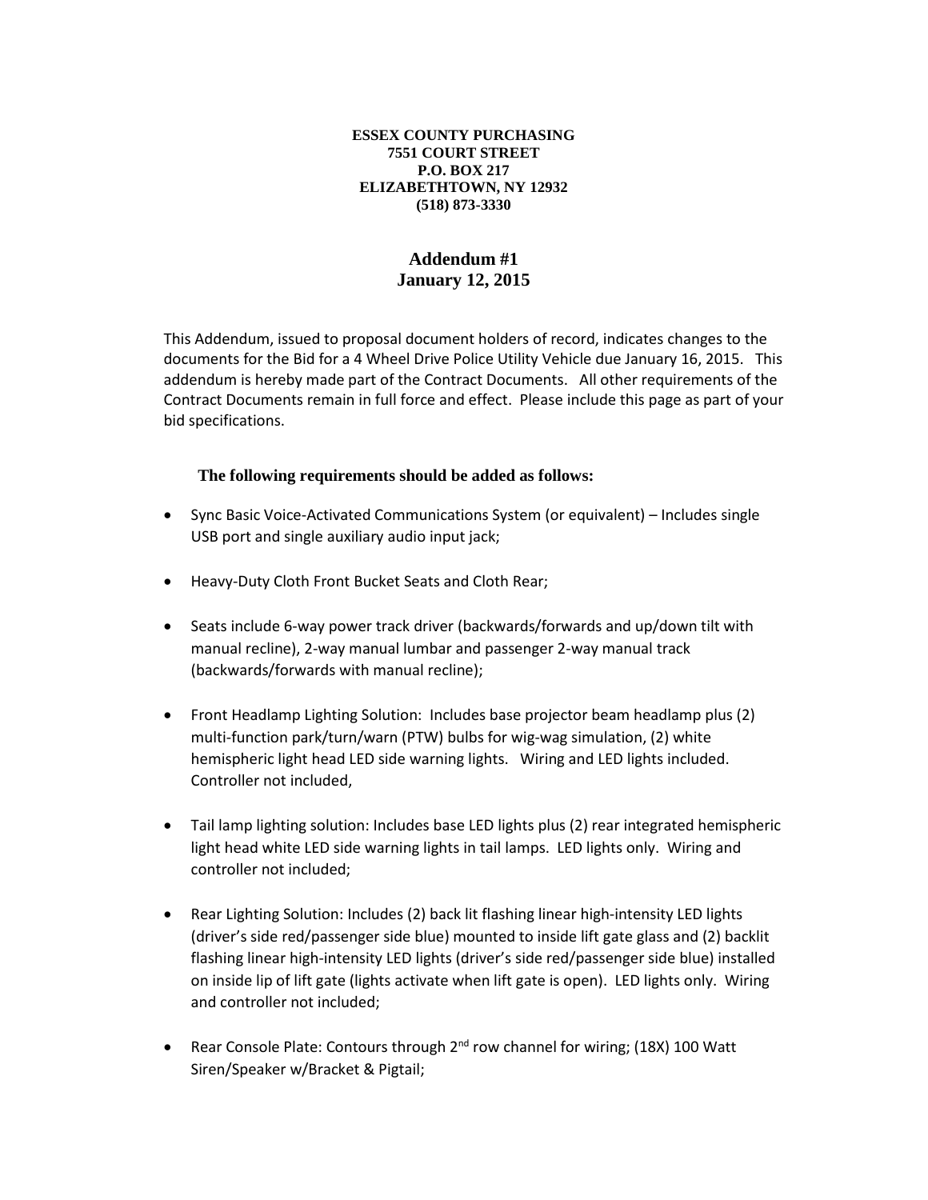**ESSEX COUNTY PURCHASING**
**7551 COURT STREET**
**P.O. BOX 217**
**ELIZABETHTOWN, NY 12932**
**(518) 873-3330**

# Addendum #1
## January 12, 2015

This Addendum, issued to proposal document holders of record, indicates changes to the documents for the Bid for a 4 Wheel Drive Police Utility Vehicle due January 16, 2015. This addendum is hereby made part of the Contract Documents. All other requirements of the Contract Documents remain in full force and effect. Please include this page as part of your bid specifications.

**The following requirements should be added as follows:**

- Sync Basic Voice-Activated Communications System (or equivalent) – Includes single USB port and single auxiliary audio input jack;
- Heavy-Duty Cloth Front Bucket Seats and Cloth Rear;
- Seats include 6-way power track driver (backwards/forwards and up/down tilt with manual recline), 2-way manual lumbar and passenger 2-way manual track (backwards/forwards with manual recline);
- Front Headlamp Lighting Solution: Includes base projector beam headlamp plus (2) multi-function park/turn/warn (PTW) bulbs for wig-wag simulation, (2) white hemispheric light head LED side warning lights. Wiring and LED lights included. Controller not included,
- Tail lamp lighting solution: Includes base LED lights plus (2) rear integrated hemispheric light head white LED side warning lights in tail lamps. LED lights only. Wiring and controller not included;
- Rear Lighting Solution: Includes (2) back lit flashing linear high-intensity LED lights (driver's side red/passenger side blue) mounted to inside lift gate glass and (2) backlit flashing linear high-intensity LED lights (driver's side red/passenger side blue) installed on inside lip of lift gate (lights activate when lift gate is open). LED lights only. Wiring and controller not included;
- Rear Console Plate: Contours through 2nd row channel for wiring; (18X) 100 Watt Siren/Speaker w/Bracket & Pigtail;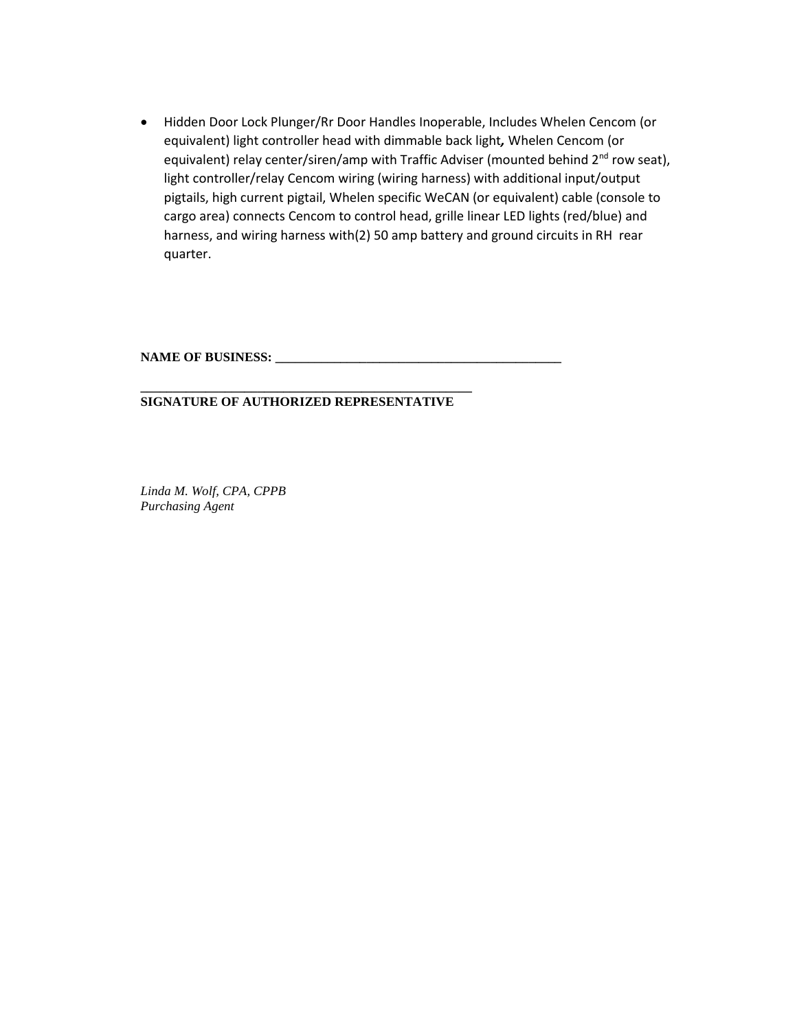- Hidden Door Lock Plunger/Rr Door Handles Inoperable, Includes Whelen Cencom (or equivalent) light controller head with dimmable back light***,*** Whelen Cencom (or equivalent) relay center/siren/amp with Traffic Adviser (mounted behind 2nd row seat), light controller/relay Cencom wiring (wiring harness) with additional input/output pigtails, high current pigtail, Whelen specific WeCAN (or equivalent) cable (console to cargo area) connects Cencom to control head, grille linear LED lights (red/blue) and harness, and wiring harness with(2) 50 amp battery and ground circuits in RH rear quarter.

**NAME OF BUSINESS: ___________________________________________**

**__________________________________________________**
**SIGNATURE OF AUTHORIZED REPRESENTATIVE**

*Linda M. Wolf, CPA, CPPB*
*Purchasing Agent*